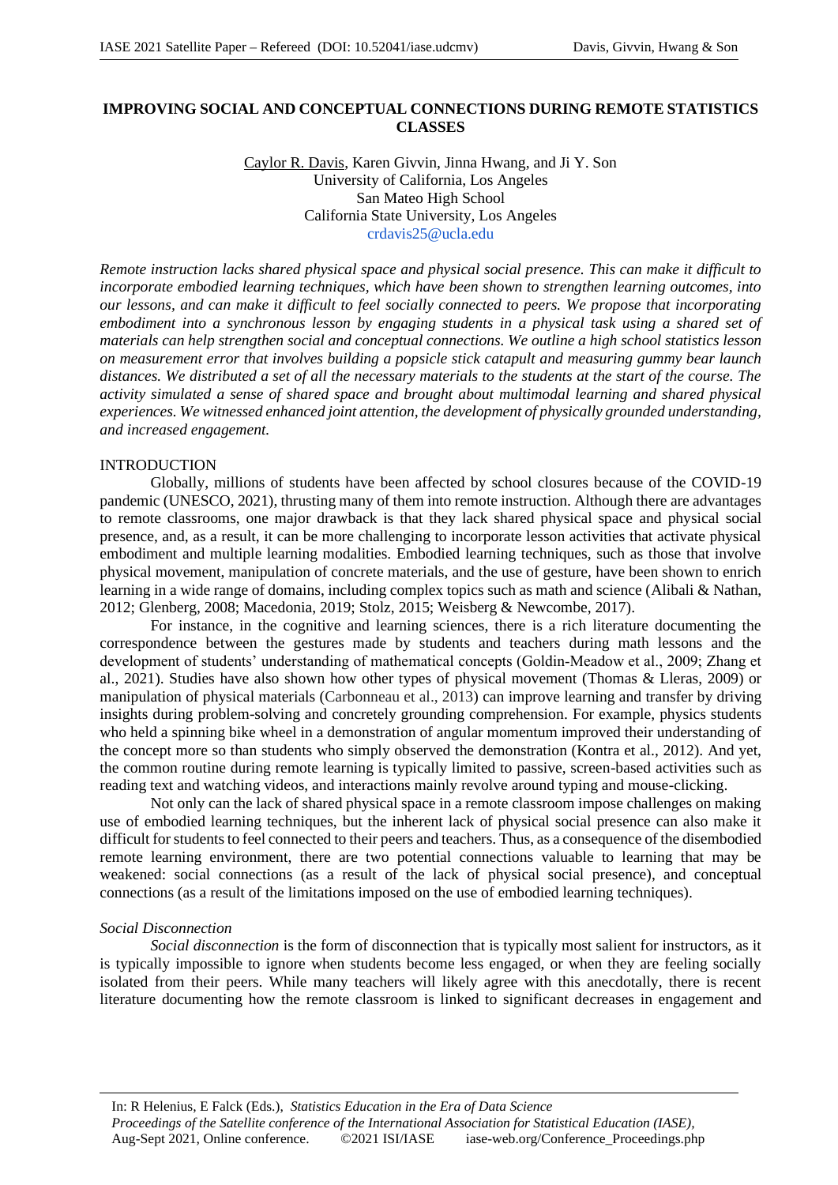# IMPROVING SOCIAL AND CONCEPTUAL CONNECTIONS DURING REMOTE STATISTICS CLASSES

Caylor R. Davis, Karen Givvin, Jinna Hwang, and Ji Y. Son
University of California, Los Angeles
San Mateo High School
California State University, Los Angeles
crdavis25@ucla.edu

*Remote instruction lacks shared physical space and physical social presence. This can make it difficult to incorporate embodied learning techniques, which have been shown to strengthen learning outcomes, into our lessons, and can make it difficult to feel socially connected to peers. We propose that incorporating embodiment into a synchronous lesson by engaging students in a physical task using a shared set of materials can help strengthen social and conceptual connections. We outline a high school statistics lesson on measurement error that involves building a popsicle stick catapult and measuring gummy bear launch distances. We distributed a set of all the necessary materials to the students at the start of the course. The activity simulated a sense of shared space and brought about multimodal learning and shared physical experiences. We witnessed enhanced joint attention, the development of physically grounded understanding, and increased engagement.*

## INTRODUCTION

Globally, millions of students have been affected by school closures because of the COVID-19 pandemic (UNESCO, 2021), thrusting many of them into remote instruction. Although there are advantages to remote classrooms, one major drawback is that they lack shared physical space and physical social presence, and, as a result, it can be more challenging to incorporate lesson activities that activate physical embodiment and multiple learning modalities. Embodied learning techniques, such as those that involve physical movement, manipulation of concrete materials, and the use of gesture, have been shown to enrich learning in a wide range of domains, including complex topics such as math and science (Alibali & Nathan, 2012; Glenberg, 2008; Macedonia, 2019; Stolz, 2015; Weisberg & Newcombe, 2017).

For instance, in the cognitive and learning sciences, there is a rich literature documenting the correspondence between the gestures made by students and teachers during math lessons and the development of students' understanding of mathematical concepts (Goldin-Meadow et al., 2009; Zhang et al., 2021). Studies have also shown how other types of physical movement (Thomas & Lleras, 2009) or manipulation of physical materials (Carbonneau et al., 2013) can improve learning and transfer by driving insights during problem-solving and concretely grounding comprehension. For example, physics students who held a spinning bike wheel in a demonstration of angular momentum improved their understanding of the concept more so than students who simply observed the demonstration (Kontra et al., 2012). And yet, the common routine during remote learning is typically limited to passive, screen-based activities such as reading text and watching videos, and interactions mainly revolve around typing and mouse-clicking.

Not only can the lack of shared physical space in a remote classroom impose challenges on making use of embodied learning techniques, but the inherent lack of physical social presence can also make it difficult for students to feel connected to their peers and teachers. Thus, as a consequence of the disembodied remote learning environment, there are two potential connections valuable to learning that may be weakened: social connections (as a result of the lack of physical social presence), and conceptual connections (as a result of the limitations imposed on the use of embodied learning techniques).

### *Social Disconnection*

*Social disconnection* is the form of disconnection that is typically most salient for instructors, as it is typically impossible to ignore when students become less engaged, or when they are feeling socially isolated from their peers. While many teachers will likely agree with this anecdotally, there is recent literature documenting how the remote classroom is linked to significant decreases in engagement and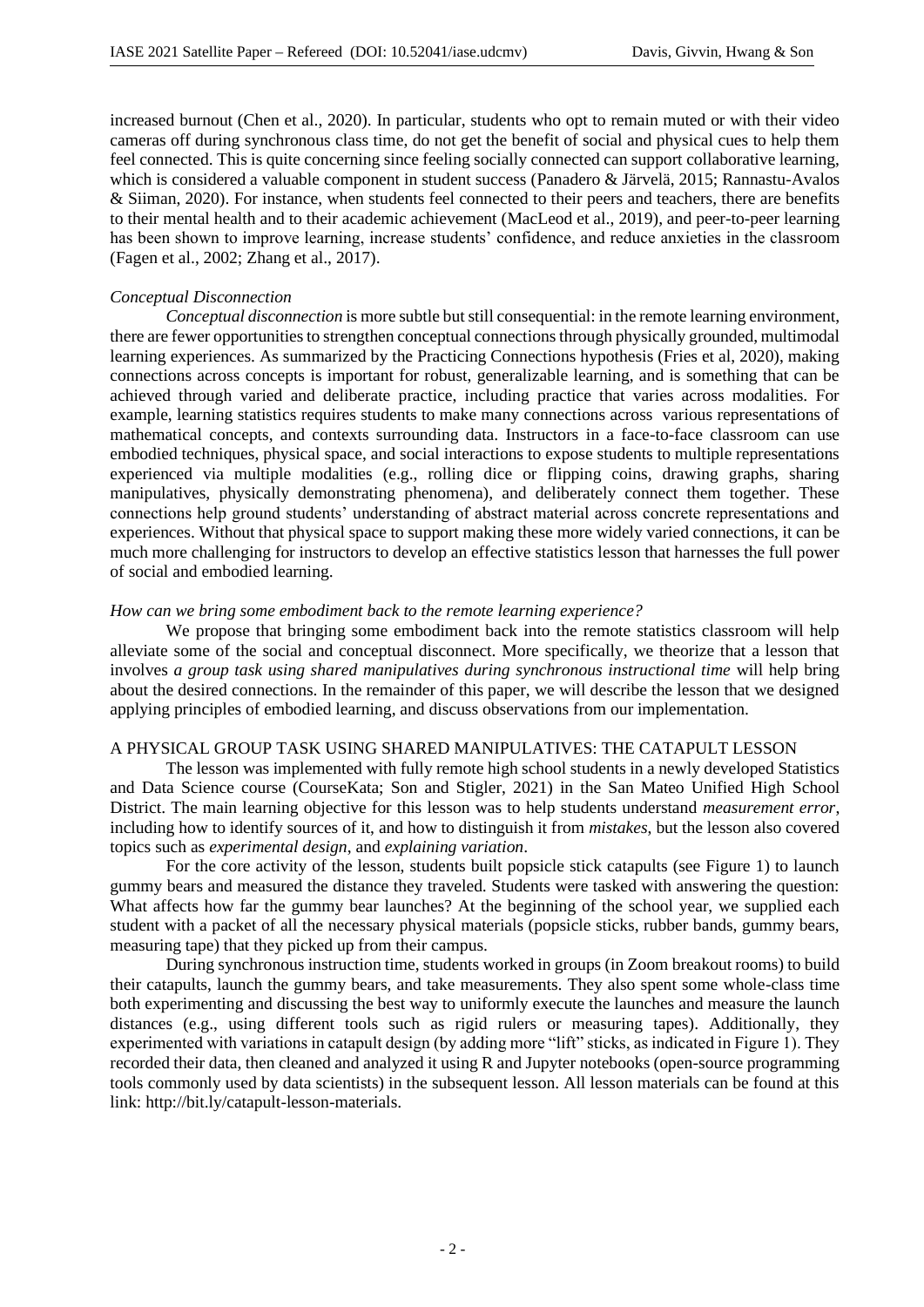increased burnout (Chen et al., 2020). In particular, students who opt to remain muted or with their video cameras off during synchronous class time, do not get the benefit of social and physical cues to help them feel connected. This is quite concerning since feeling socially connected can support collaborative learning, which is considered a valuable component in student success (Panadero & Järvelä, 2015; Rannastu-Avalos & Siiman, 2020). For instance, when students feel connected to their peers and teachers, there are benefits to their mental health and to their academic achievement (MacLeod et al., 2019), and peer-to-peer learning has been shown to improve learning, increase students' confidence, and reduce anxieties in the classroom (Fagen et al., 2002; Zhang et al., 2017).

*Conceptual Disconnection*

*Conceptual disconnection* is more subtle but still consequential: in the remote learning environment, there are fewer opportunities to strengthen conceptual connections through physically grounded, multimodal learning experiences. As summarized by the Practicing Connections hypothesis (Fries et al, 2020), making connections across concepts is important for robust, generalizable learning, and is something that can be achieved through varied and deliberate practice, including practice that varies across modalities. For example, learning statistics requires students to make many connections across various representations of mathematical concepts, and contexts surrounding data. Instructors in a face-to-face classroom can use embodied techniques, physical space, and social interactions to expose students to multiple representations experienced via multiple modalities (e.g., rolling dice or flipping coins, drawing graphs, sharing manipulatives, physically demonstrating phenomena), and deliberately connect them together. These connections help ground students' understanding of abstract material across concrete representations and experiences. Without that physical space to support making these more widely varied connections, it can be much more challenging for instructors to develop an effective statistics lesson that harnesses the full power of social and embodied learning.

*How can we bring some embodiment back to the remote learning experience?*

We propose that bringing some embodiment back into the remote statistics classroom will help alleviate some of the social and conceptual disconnect. More specifically, we theorize that a lesson that involves *a group task using shared manipulatives during synchronous instructional time* will help bring about the desired connections. In the remainder of this paper, we will describe the lesson that we designed applying principles of embodied learning, and discuss observations from our implementation.

## A PHYSICAL GROUP TASK USING SHARED MANIPULATIVES: THE CATAPULT LESSON

The lesson was implemented with fully remote high school students in a newly developed Statistics and Data Science course (CourseKata; Son and Stigler, 2021) in the San Mateo Unified High School District. The main learning objective for this lesson was to help students understand *measurement error*, including how to identify sources of it, and how to distinguish it from *mistakes*, but the lesson also covered topics such as *experimental design*, and *explaining variation*.

For the core activity of the lesson, students built popsicle stick catapults (see Figure 1) to launch gummy bears and measured the distance they traveled. Students were tasked with answering the question: What affects how far the gummy bear launches? At the beginning of the school year, we supplied each student with a packet of all the necessary physical materials (popsicle sticks, rubber bands, gummy bears, measuring tape) that they picked up from their campus.

During synchronous instruction time, students worked in groups (in Zoom breakout rooms) to build their catapults, launch the gummy bears, and take measurements. They also spent some whole-class time both experimenting and discussing the best way to uniformly execute the launches and measure the launch distances (e.g., using different tools such as rigid rulers or measuring tapes). Additionally, they experimented with variations in catapult design (by adding more "lift" sticks, as indicated in Figure 1). They recorded their data, then cleaned and analyzed it using R and Jupyter notebooks (open-source programming tools commonly used by data scientists) in the subsequent lesson. All lesson materials can be found at this link: http://bit.ly/catapult-lesson-materials.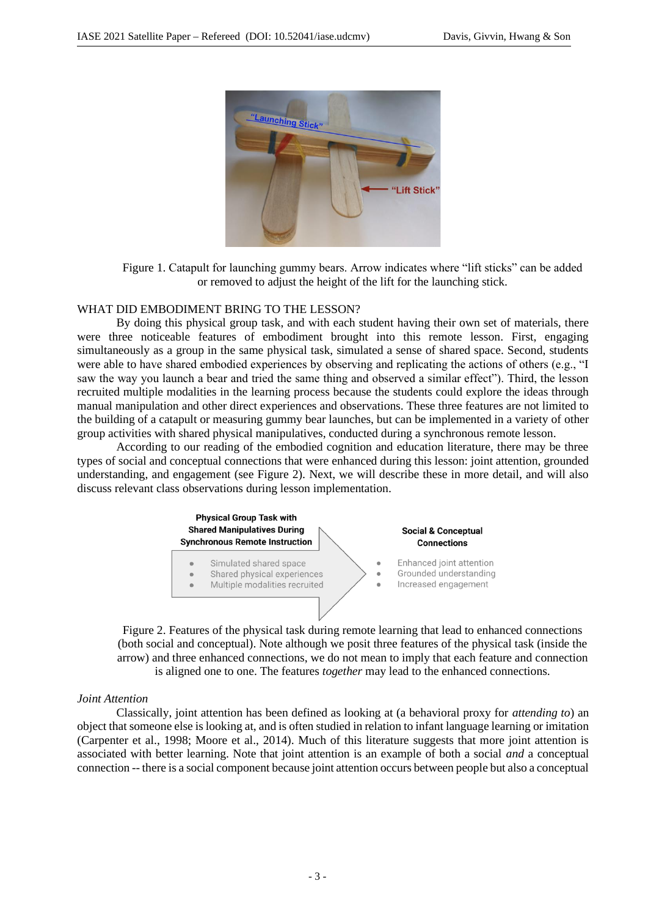Figure 1. Catapult for launching gummy bears. Arrow indicates where "lift sticks" can be added or removed to adjust the height of the lift for the launching stick.

## WHAT DID EMBODIMENT BRING TO THE LESSON?

By doing this physical group task, and with each student having their own set of materials, there were three noticeable features of embodiment brought into this remote lesson. First, engaging simultaneously as a group in the same physical task, simulated a sense of shared space. Second, students were able to have shared embodied experiences by observing and replicating the actions of others (e.g., "I saw the way you launch a bear and tried the same thing and observed a similar effect"). Third, the lesson recruited multiple modalities in the learning process because the students could explore the ideas through manual manipulation and other direct experiences and observations. These three features are not limited to the building of a catapult or measuring gummy bear launches, but can be implemented in a variety of other group activities with shared physical manipulatives, conducted during a synchronous remote lesson.

According to our reading of the embodied cognition and education literature, there may be three types of social and conceptual connections that were enhanced during this lesson: joint attention, grounded understanding, and engagement (see Figure 2). Next, we will describe these in more detail, and will also discuss relevant class observations during lesson implementation.

**Physical Group Task with Shared Manipulatives During Synchronous Remote Instruction**

- Simulated shared space
- Shared physical experiences
- Multiple modalities recruited

**Social & Conceptual Connections**

- Enhanced joint attention
- Grounded understanding
- Increased engagement

Figure 2. Features of the physical task during remote learning that lead to enhanced connections (both social and conceptual). Note although we posit three features of the physical task (inside the arrow) and three enhanced connections, we do not mean to imply that each feature and connection is aligned one to one. The features *together* may lead to the enhanced connections.

### *Joint Attention*

Classically, joint attention has been defined as looking at (a behavioral proxy for *attending to*) an object that someone else is looking at, and is often studied in relation to infant language learning or imitation (Carpenter et al., 1998; Moore et al., 2014). Much of this literature suggests that more joint attention is associated with better learning. Note that joint attention is an example of both a social *and* a conceptual connection -- there is a social component because joint attention occurs between people but also a conceptual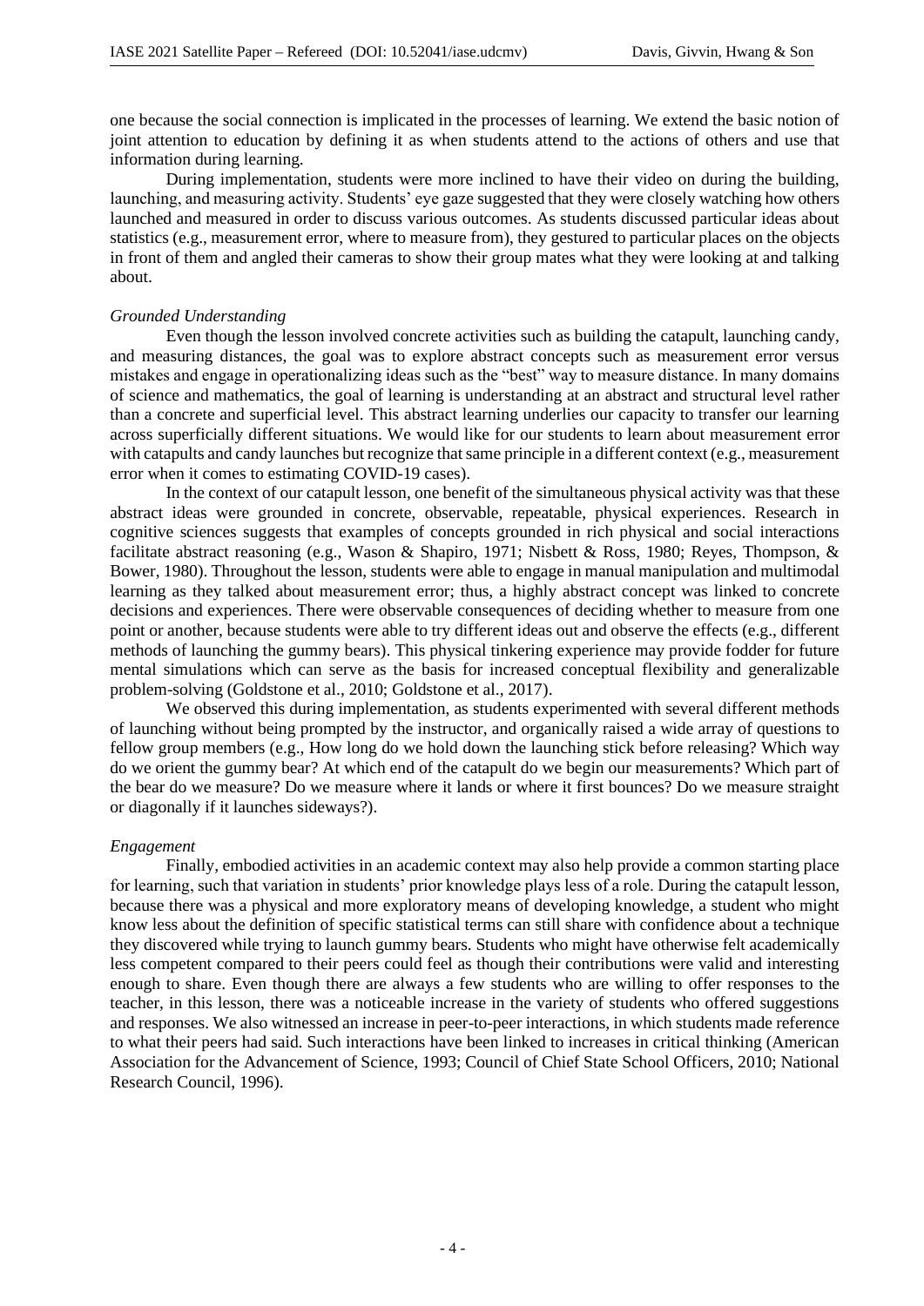one because the social connection is implicated in the processes of learning. We extend the basic notion of joint attention to education by defining it as when students attend to the actions of others and use that information during learning.

During implementation, students were more inclined to have their video on during the building, launching, and measuring activity. Students' eye gaze suggested that they were closely watching how others launched and measured in order to discuss various outcomes. As students discussed particular ideas about statistics (e.g., measurement error, where to measure from), they gestured to particular places on the objects in front of them and angled their cameras to show their group mates what they were looking at and talking about.

*Grounded Understanding*

Even though the lesson involved concrete activities such as building the catapult, launching candy, and measuring distances, the goal was to explore abstract concepts such as measurement error versus mistakes and engage in operationalizing ideas such as the "best" way to measure distance. In many domains of science and mathematics, the goal of learning is understanding at an abstract and structural level rather than a concrete and superficial level. This abstract learning underlies our capacity to transfer our learning across superficially different situations. We would like for our students to learn about measurement error with catapults and candy launches but recognize that same principle in a different context (e.g., measurement error when it comes to estimating COVID-19 cases).

In the context of our catapult lesson, one benefit of the simultaneous physical activity was that these abstract ideas were grounded in concrete, observable, repeatable, physical experiences. Research in cognitive sciences suggests that examples of concepts grounded in rich physical and social interactions facilitate abstract reasoning (e.g., Wason & Shapiro, 1971; Nisbett & Ross, 1980; Reyes, Thompson, & Bower, 1980). Throughout the lesson, students were able to engage in manual manipulation and multimodal learning as they talked about measurement error; thus, a highly abstract concept was linked to concrete decisions and experiences. There were observable consequences of deciding whether to measure from one point or another, because students were able to try different ideas out and observe the effects (e.g., different methods of launching the gummy bears). This physical tinkering experience may provide fodder for future mental simulations which can serve as the basis for increased conceptual flexibility and generalizable problem-solving (Goldstone et al., 2010; Goldstone et al., 2017).

We observed this during implementation, as students experimented with several different methods of launching without being prompted by the instructor, and organically raised a wide array of questions to fellow group members (e.g., How long do we hold down the launching stick before releasing? Which way do we orient the gummy bear? At which end of the catapult do we begin our measurements? Which part of the bear do we measure? Do we measure where it lands or where it first bounces? Do we measure straight or diagonally if it launches sideways?).

*Engagement*

Finally, embodied activities in an academic context may also help provide a common starting place for learning, such that variation in students' prior knowledge plays less of a role. During the catapult lesson, because there was a physical and more exploratory means of developing knowledge, a student who might know less about the definition of specific statistical terms can still share with confidence about a technique they discovered while trying to launch gummy bears. Students who might have otherwise felt academically less competent compared to their peers could feel as though their contributions were valid and interesting enough to share. Even though there are always a few students who are willing to offer responses to the teacher, in this lesson, there was a noticeable increase in the variety of students who offered suggestions and responses. We also witnessed an increase in peer-to-peer interactions, in which students made reference to what their peers had said. Such interactions have been linked to increases in critical thinking (American Association for the Advancement of Science, 1993; Council of Chief State School Officers, 2010; National Research Council, 1996).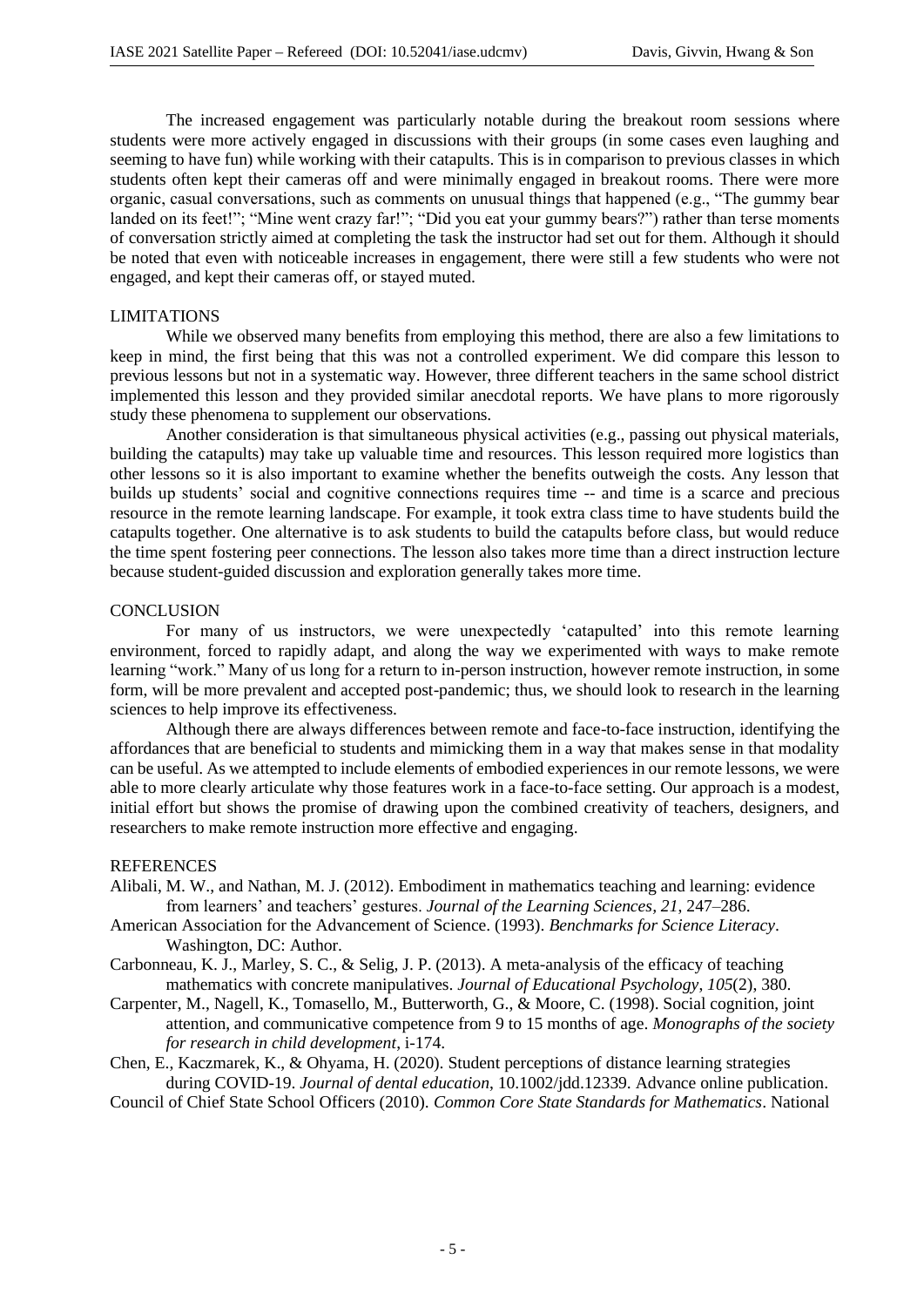The increased engagement was particularly notable during the breakout room sessions where students were more actively engaged in discussions with their groups (in some cases even laughing and seeming to have fun) while working with their catapults. This is in comparison to previous classes in which students often kept their cameras off and were minimally engaged in breakout rooms. There were more organic, casual conversations, such as comments on unusual things that happened (e.g., "The gummy bear landed on its feet!"; "Mine went crazy far!"; "Did you eat your gummy bears?") rather than terse moments of conversation strictly aimed at completing the task the instructor had set out for them. Although it should be noted that even with noticeable increases in engagement, there were still a few students who were not engaged, and kept their cameras off, or stayed muted.

## LIMITATIONS

While we observed many benefits from employing this method, there are also a few limitations to keep in mind, the first being that this was not a controlled experiment. We did compare this lesson to previous lessons but not in a systematic way. However, three different teachers in the same school district implemented this lesson and they provided similar anecdotal reports. We have plans to more rigorously study these phenomena to supplement our observations.

Another consideration is that simultaneous physical activities (e.g., passing out physical materials, building the catapults) may take up valuable time and resources. This lesson required more logistics than other lessons so it is also important to examine whether the benefits outweigh the costs. Any lesson that builds up students' social and cognitive connections requires time -- and time is a scarce and precious resource in the remote learning landscape. For example, it took extra class time to have students build the catapults together. One alternative is to ask students to build the catapults before class, but would reduce the time spent fostering peer connections. The lesson also takes more time than a direct instruction lecture because student-guided discussion and exploration generally takes more time.

## CONCLUSION

For many of us instructors, we were unexpectedly 'catapulted' into this remote learning environment, forced to rapidly adapt, and along the way we experimented with ways to make remote learning "work." Many of us long for a return to in-person instruction, however remote instruction, in some form, will be more prevalent and accepted post-pandemic; thus, we should look to research in the learning sciences to help improve its effectiveness.

Although there are always differences between remote and face-to-face instruction, identifying the affordances that are beneficial to students and mimicking them in a way that makes sense in that modality can be useful. As we attempted to include elements of embodied experiences in our remote lessons, we were able to more clearly articulate why those features work in a face-to-face setting. Our approach is a modest, initial effort but shows the promise of drawing upon the combined creativity of teachers, designers, and researchers to make remote instruction more effective and engaging.

## REFERENCES

Alibali, M. W., and Nathan, M. J. (2012). Embodiment in mathematics teaching and learning: evidence from learners' and teachers' gestures. *Journal of the Learning Sciences, 21*, 247–286.

American Association for the Advancement of Science. (1993). *Benchmarks for Science Literacy*. Washington, DC: Author.

Carbonneau, K. J., Marley, S. C., & Selig, J. P. (2013). A meta-analysis of the efficacy of teaching mathematics with concrete manipulatives. *Journal of Educational Psychology*, *105*(2), 380.

Carpenter, M., Nagell, K., Tomasello, M., Butterworth, G., & Moore, C. (1998). Social cognition, joint attention, and communicative competence from 9 to 15 months of age. *Monographs of the society for research in child development*, i-174.

Chen, E., Kaczmarek, K., & Ohyama, H. (2020). Student perceptions of distance learning strategies during COVID-19. *Journal of dental education*, 10.1002/jdd.12339. Advance online publication.

Council of Chief State School Officers (2010). *Common Core State Standards for Mathematics*. National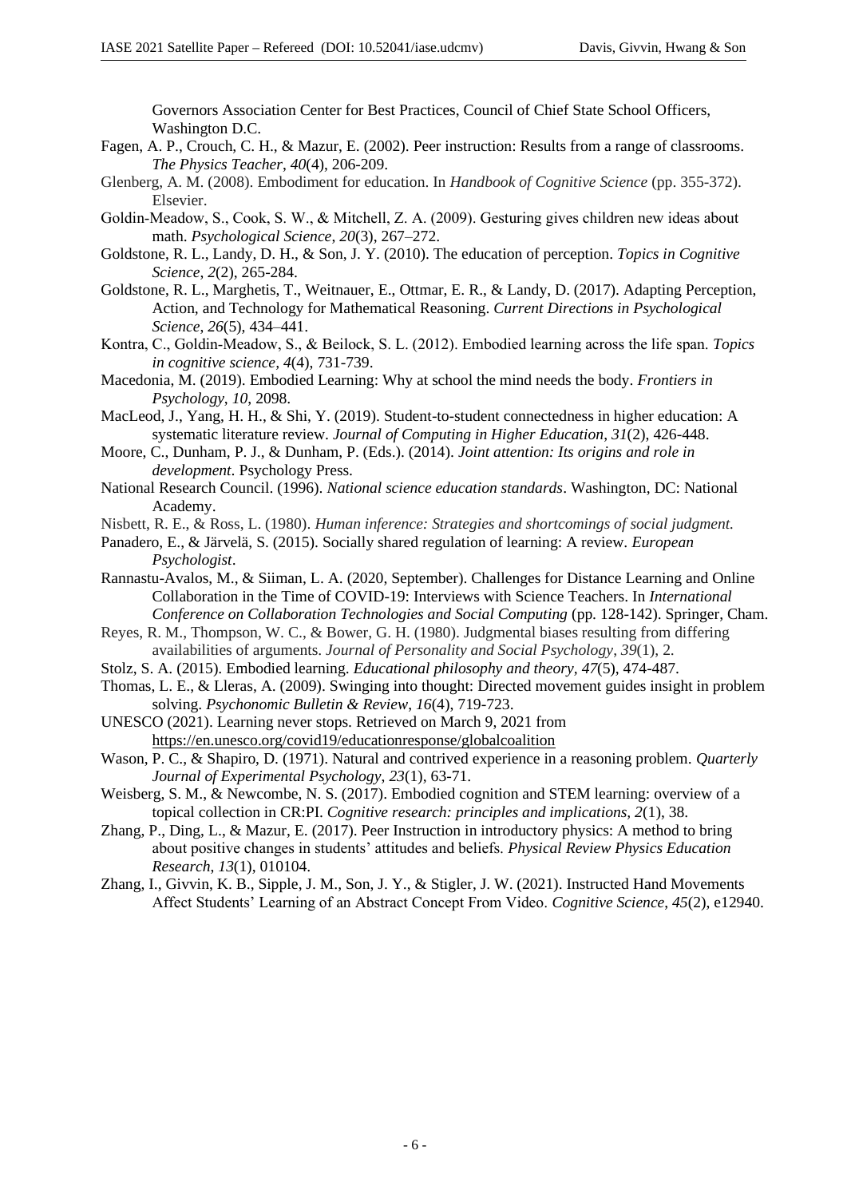Governors Association Center for Best Practices, Council of Chief State School Officers, Washington D.C.

Fagen, A. P., Crouch, C. H., & Mazur, E. (2002). Peer instruction: Results from a range of classrooms. *The Physics Teacher*, *40*(4), 206-209.

Glenberg, A. M. (2008). Embodiment for education. In *Handbook of Cognitive Science* (pp. 355-372). Elsevier.

Goldin-Meadow, S., Cook, S. W., & Mitchell, Z. A. (2009). Gesturing gives children new ideas about math. *Psychological Science*, *20*(3), 267–272.

Goldstone, R. L., Landy, D. H., & Son, J. Y. (2010). The education of perception. *Topics in Cognitive Science, 2*(2), 265-284.

Goldstone, R. L., Marghetis, T., Weitnauer, E., Ottmar, E. R., & Landy, D. (2017). Adapting Perception, Action, and Technology for Mathematical Reasoning. *Current Directions in Psychological Science*, *26*(5), 434–441.

Kontra, C., Goldin-Meadow, S., & Beilock, S. L. (2012). Embodied learning across the life span. *Topics in cognitive science, 4*(4), 731-739.

Macedonia, M. (2019). Embodied Learning: Why at school the mind needs the body. *Frontiers in Psychology*, *10*, 2098.

MacLeod, J., Yang, H. H., & Shi, Y. (2019). Student-to-student connectedness in higher education: A systematic literature review. *Journal of Computing in Higher Education*, *31*(2), 426-448.

Moore, C., Dunham, P. J., & Dunham, P. (Eds.). (2014). *Joint attention: Its origins and role in development*. Psychology Press.

National Research Council. (1996). *National science education standards*. Washington, DC: National Academy.

Nisbett, R. E., & Ross, L. (1980). *Human inference: Strategies and shortcomings of social judgment.*

Panadero, E., & Järvelä, S. (2015). Socially shared regulation of learning: A review. *European Psychologist*.

Rannastu-Avalos, M., & Siiman, L. A. (2020, September). Challenges for Distance Learning and Online Collaboration in the Time of COVID-19: Interviews with Science Teachers. In *International Conference on Collaboration Technologies and Social Computing* (pp. 128-142). Springer, Cham.

Reyes, R. M., Thompson, W. C., & Bower, G. H. (1980). Judgmental biases resulting from differing availabilities of arguments. *Journal of Personality and Social Psychology*, *39*(1), 2.

Stolz, S. A. (2015). Embodied learning. *Educational philosophy and theory, 47*(5), 474-487.

Thomas, L. E., & Lleras, A. (2009). Swinging into thought: Directed movement guides insight in problem solving. *Psychonomic Bulletin & Review*, *16*(4), 719-723.

UNESCO (2021). Learning never stops. Retrieved on March 9, 2021 from https://en.unesco.org/covid19/educationresponse/globalcoalition

Wason, P. C., & Shapiro, D. (1971). Natural and contrived experience in a reasoning problem. *Quarterly Journal of Experimental Psychology*, *23*(1), 63-71.

Weisberg, S. M., & Newcombe, N. S. (2017). Embodied cognition and STEM learning: overview of a topical collection in CR:PI. *Cognitive research: principles and implications, 2*(1), 38.

Zhang, P., Ding, L., & Mazur, E. (2017). Peer Instruction in introductory physics: A method to bring about positive changes in students' attitudes and beliefs. *Physical Review Physics Education Research*, *13*(1), 010104.

Zhang, I., Givvin, K. B., Sipple, J. M., Son, J. Y., & Stigler, J. W. (2021). Instructed Hand Movements Affect Students' Learning of an Abstract Concept From Video. *Cognitive Science*, *45*(2), e12940.